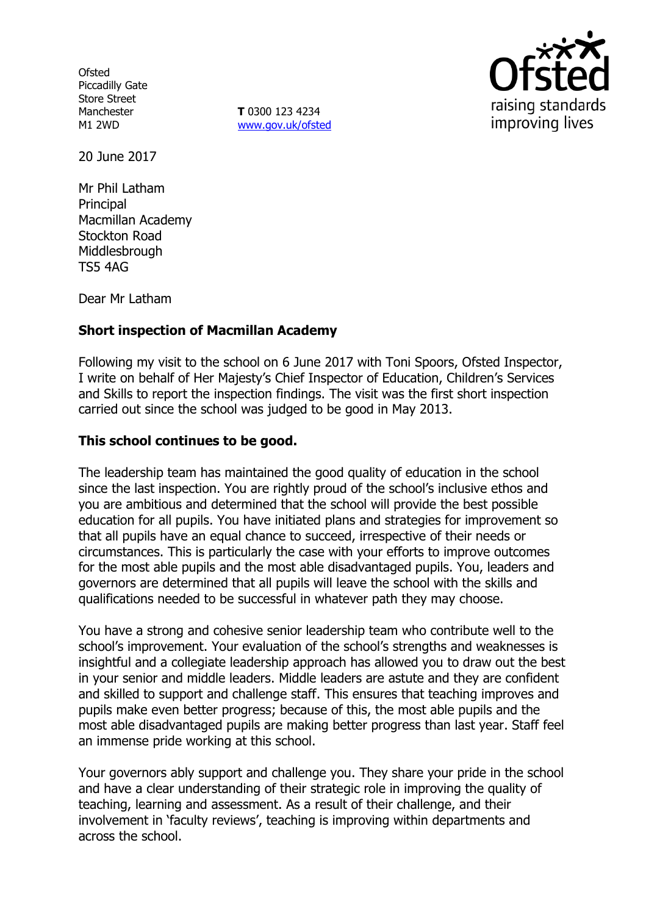Ofsted
Piccadilly Gate
Store Street
Manchester
M1 2WD

**T** 0300 123 4234
www.gov.uk/ofsted

20 June 2017

Mr Phil Latham
Principal
Macmillan Academy
Stockton Road
Middlesbrough
TS5 4AG

Dear Mr Latham

**Short inspection of Macmillan Academy**

Following my visit to the school on 6 June 2017 with Toni Spoors, Ofsted Inspector, I write on behalf of Her Majesty's Chief Inspector of Education, Children's Services and Skills to report the inspection findings. The visit was the first short inspection carried out since the school was judged to be good in May 2013.

**This school continues to be good.**

The leadership team has maintained the good quality of education in the school since the last inspection. You are rightly proud of the school's inclusive ethos and you are ambitious and determined that the school will provide the best possible education for all pupils. You have initiated plans and strategies for improvement so that all pupils have an equal chance to succeed, irrespective of their needs or circumstances. This is particularly the case with your efforts to improve outcomes for the most able pupils and the most able disadvantaged pupils. You, leaders and governors are determined that all pupils will leave the school with the skills and qualifications needed to be successful in whatever path they may choose.

You have a strong and cohesive senior leadership team who contribute well to the school's improvement. Your evaluation of the school's strengths and weaknesses is insightful and a collegiate leadership approach has allowed you to draw out the best in your senior and middle leaders. Middle leaders are astute and they are confident and skilled to support and challenge staff. This ensures that teaching improves and pupils make even better progress; because of this, the most able pupils and the most able disadvantaged pupils are making better progress than last year. Staff feel an immense pride working at this school.

Your governors ably support and challenge you. They share your pride in the school and have a clear understanding of their strategic role in improving the quality of teaching, learning and assessment. As a result of their challenge, and their involvement in 'faculty reviews', teaching is improving within departments and across the school.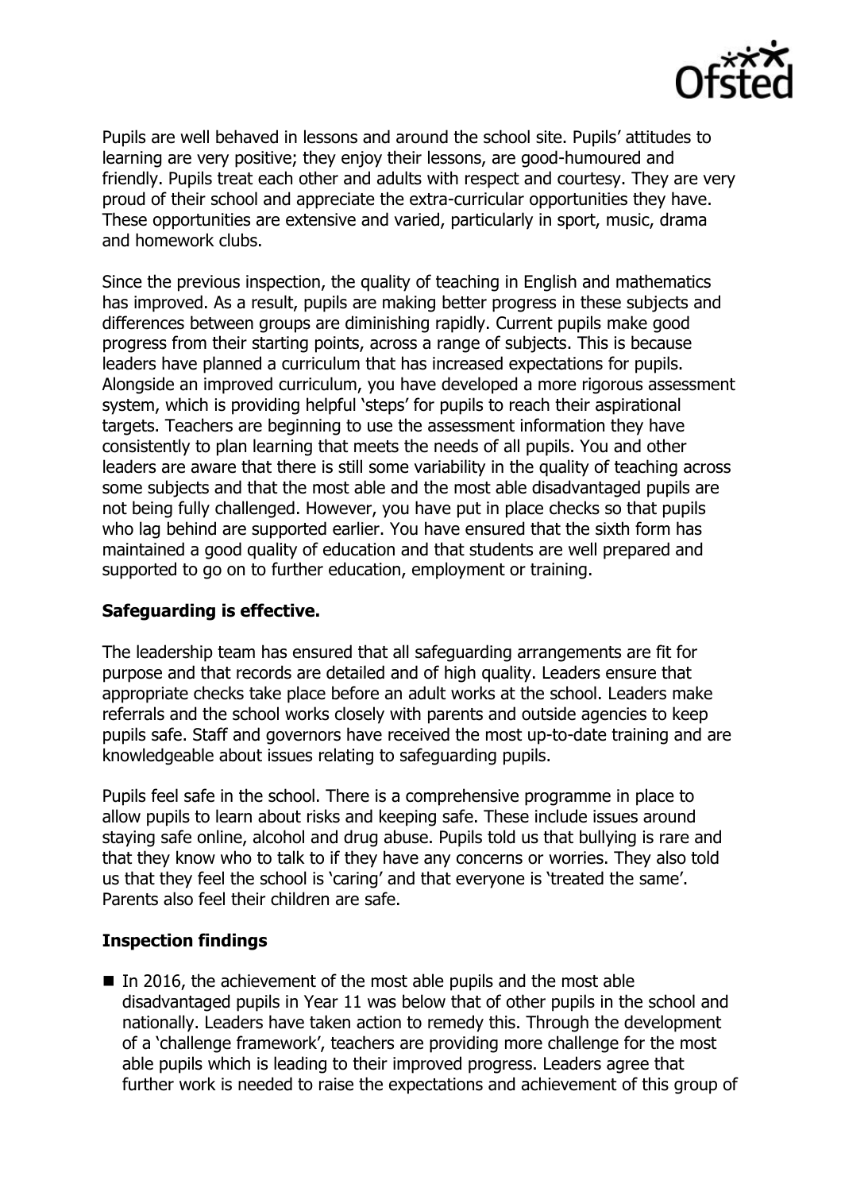Pupils are well behaved in lessons and around the school site. Pupils' attitudes to learning are very positive; they enjoy their lessons, are good-humoured and friendly. Pupils treat each other and adults with respect and courtesy. They are very proud of their school and appreciate the extra-curricular opportunities they have. These opportunities are extensive and varied, particularly in sport, music, drama and homework clubs.

Since the previous inspection, the quality of teaching in English and mathematics has improved. As a result, pupils are making better progress in these subjects and differences between groups are diminishing rapidly. Current pupils make good progress from their starting points, across a range of subjects. This is because leaders have planned a curriculum that has increased expectations for pupils. Alongside an improved curriculum, you have developed a more rigorous assessment system, which is providing helpful 'steps' for pupils to reach their aspirational targets. Teachers are beginning to use the assessment information they have consistently to plan learning that meets the needs of all pupils. You and other leaders are aware that there is still some variability in the quality of teaching across some subjects and that the most able and the most able disadvantaged pupils are not being fully challenged. However, you have put in place checks so that pupils who lag behind are supported earlier. You have ensured that the sixth form has maintained a good quality of education and that students are well prepared and supported to go on to further education, employment or training.

**Safeguarding is effective.**

The leadership team has ensured that all safeguarding arrangements are fit for purpose and that records are detailed and of high quality. Leaders ensure that appropriate checks take place before an adult works at the school. Leaders make referrals and the school works closely with parents and outside agencies to keep pupils safe. Staff and governors have received the most up-to-date training and are knowledgeable about issues relating to safeguarding pupils.

Pupils feel safe in the school. There is a comprehensive programme in place to allow pupils to learn about risks and keeping safe. These include issues around staying safe online, alcohol and drug abuse. Pupils told us that bullying is rare and that they know who to talk to if they have any concerns or worries. They also told us that they feel the school is 'caring' and that everyone is 'treated the same'. Parents also feel their children are safe.

**Inspection findings**

- In 2016, the achievement of the most able pupils and the most able disadvantaged pupils in Year 11 was below that of other pupils in the school and nationally. Leaders have taken action to remedy this. Through the development of a 'challenge framework', teachers are providing more challenge for the most able pupils which is leading to their improved progress. Leaders agree that further work is needed to raise the expectations and achievement of this group of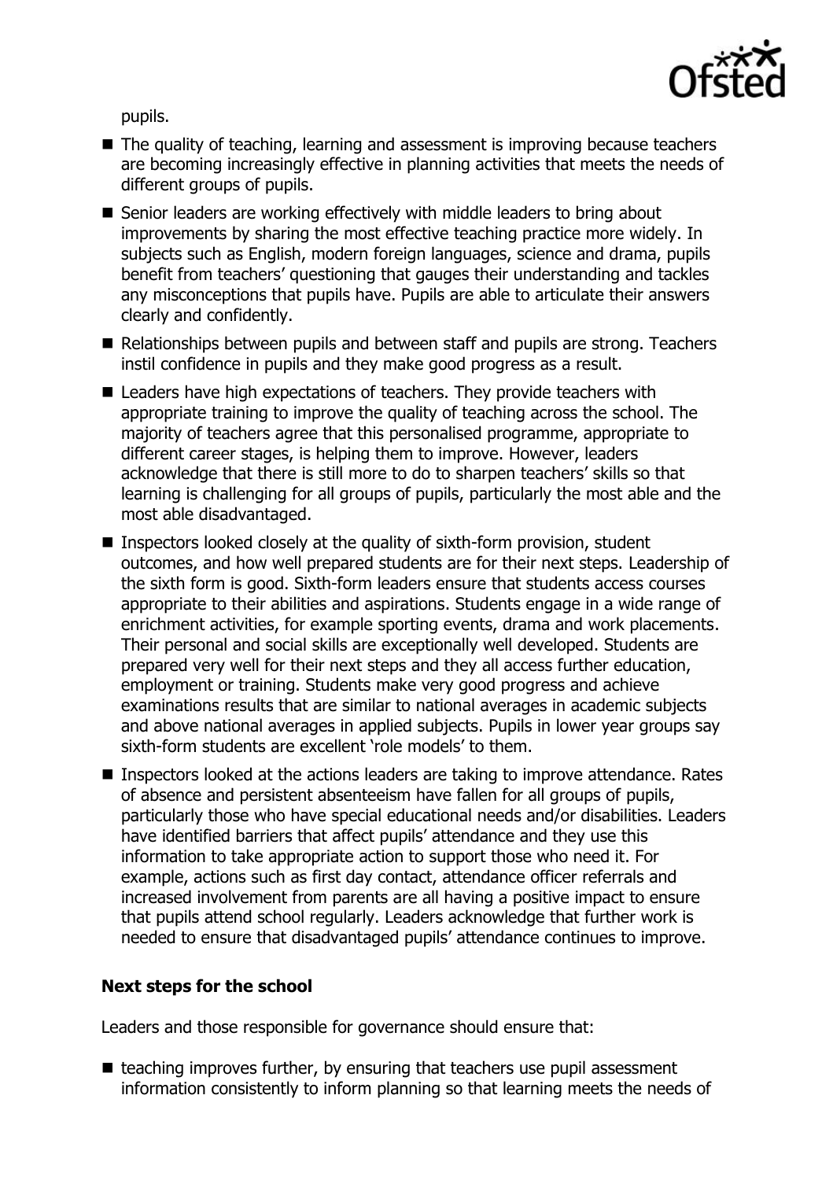pupils.

- The quality of teaching, learning and assessment is improving because teachers are becoming increasingly effective in planning activities that meets the needs of different groups of pupils.
- Senior leaders are working effectively with middle leaders to bring about improvements by sharing the most effective teaching practice more widely. In subjects such as English, modern foreign languages, science and drama, pupils benefit from teachers' questioning that gauges their understanding and tackles any misconceptions that pupils have. Pupils are able to articulate their answers clearly and confidently.
- Relationships between pupils and between staff and pupils are strong. Teachers instil confidence in pupils and they make good progress as a result.
- Leaders have high expectations of teachers. They provide teachers with appropriate training to improve the quality of teaching across the school. The majority of teachers agree that this personalised programme, appropriate to different career stages, is helping them to improve. However, leaders acknowledge that there is still more to do to sharpen teachers' skills so that learning is challenging for all groups of pupils, particularly the most able and the most able disadvantaged.
- Inspectors looked closely at the quality of sixth-form provision, student outcomes, and how well prepared students are for their next steps. Leadership of the sixth form is good. Sixth-form leaders ensure that students access courses appropriate to their abilities and aspirations. Students engage in a wide range of enrichment activities, for example sporting events, drama and work placements. Their personal and social skills are exceptionally well developed. Students are prepared very well for their next steps and they all access further education, employment or training. Students make very good progress and achieve examinations results that are similar to national averages in academic subjects and above national averages in applied subjects. Pupils in lower year groups say sixth-form students are excellent 'role models' to them.
- Inspectors looked at the actions leaders are taking to improve attendance. Rates of absence and persistent absenteeism have fallen for all groups of pupils, particularly those who have special educational needs and/or disabilities. Leaders have identified barriers that affect pupils' attendance and they use this information to take appropriate action to support those who need it. For example, actions such as first day contact, attendance officer referrals and increased involvement from parents are all having a positive impact to ensure that pupils attend school regularly. Leaders acknowledge that further work is needed to ensure that disadvantaged pupils' attendance continues to improve.

## Next steps for the school

Leaders and those responsible for governance should ensure that:

- teaching improves further, by ensuring that teachers use pupil assessment information consistently to inform planning so that learning meets the needs of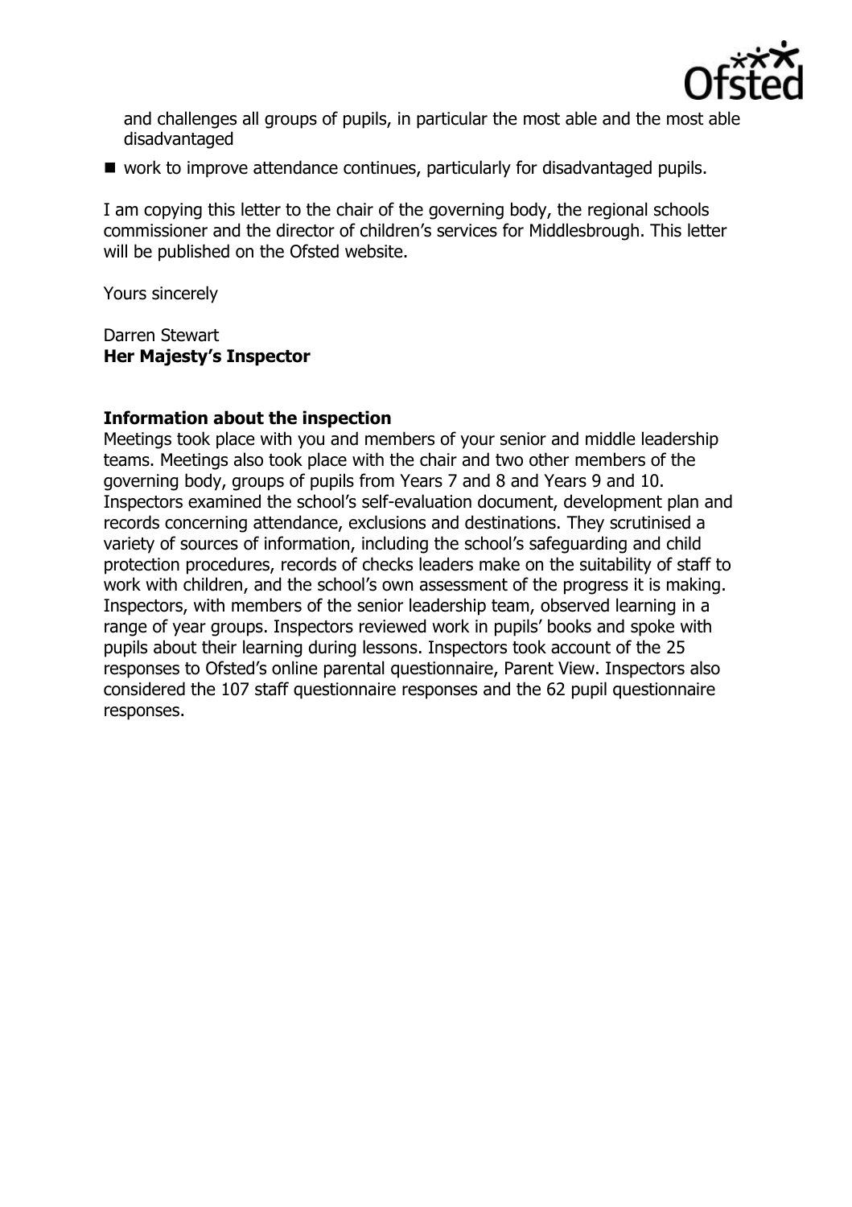and challenges all groups of pupils, in particular the most able and the most able disadvantaged

- work to improve attendance continues, particularly for disadvantaged pupils.

I am copying this letter to the chair of the governing body, the regional schools commissioner and the director of children's services for Middlesbrough. This letter will be published on the Ofsted website.

Yours sincerely

Darren Stewart
**Her Majesty's Inspector**

### Information about the inspection

Meetings took place with you and members of your senior and middle leadership teams. Meetings also took place with the chair and two other members of the governing body, groups of pupils from Years 7 and 8 and Years 9 and 10. Inspectors examined the school's self-evaluation document, development plan and records concerning attendance, exclusions and destinations. They scrutinised a variety of sources of information, including the school's safeguarding and child protection procedures, records of checks leaders make on the suitability of staff to work with children, and the school's own assessment of the progress it is making. Inspectors, with members of the senior leadership team, observed learning in a range of year groups. Inspectors reviewed work in pupils' books and spoke with pupils about their learning during lessons. Inspectors took account of the 25 responses to Ofsted's online parental questionnaire, Parent View. Inspectors also considered the 107 staff questionnaire responses and the 62 pupil questionnaire responses.